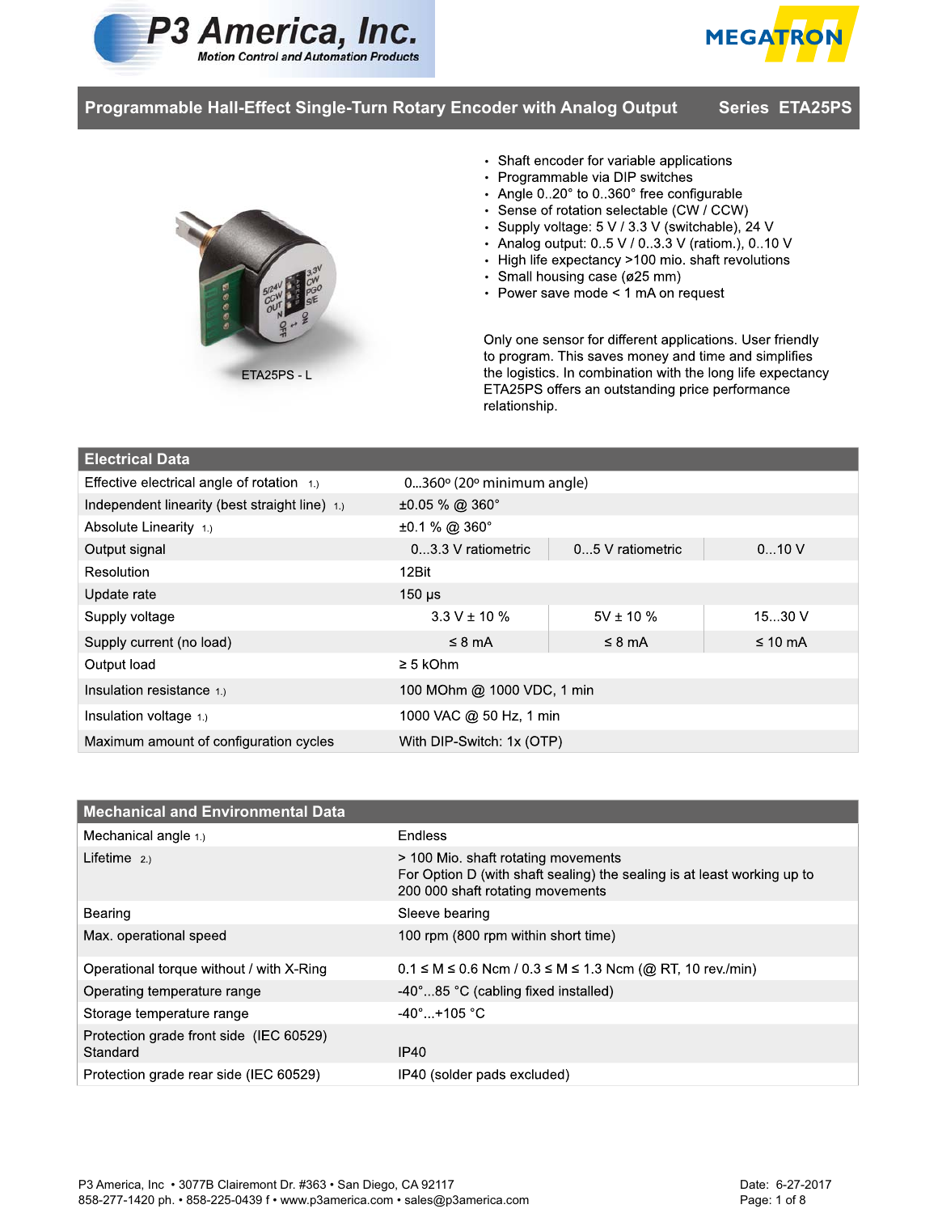# Programmable Hall-Effect Single-Turn Rotary Encoder with Analog Output — Series ETA25PS

- Shaft encoder for variable applications
- Programmable via DIP switches
- Angle 0..20° to 0..360° free configurable
- Sense of rotation selectable (CW / CCW)
- Supply voltage: 5 V / 3.3 V (switchable), 24 V
- Analog output: 0..5 V / 0..3.3 V (ratiom.), 0..10 V
- High life expectancy >100 mio. shaft revolutions
- Small housing case (ø25 mm)
- Power save mode < 1 mA on request

ETA25PS - L

Only one sensor for different applications. User friendly to program. This saves money and time and simplifies the logistics. In combination with the long life expectancy ETA25PS offers an outstanding price performance relationship.

## Electrical Data

| Electrical Data | | | |
|---|---|---|---|
| Effective electrical angle of rotation 1.) | 0...360° (20° minimum angle) | | |
| Independent linearity (best straight line) 1.) | ±0.05 % @ 360° | | |
| Absolute Linearity 1.) | ±0.1 % @ 360° | | |
| Output signal | 0...3.3 V ratiometric | 0...5 V ratiometric | 0...10 V |
| Resolution | 12Bit | | |
| Update rate | 150 µs | | |
| Supply voltage | 3.3 V ± 10 % | 5V ± 10 % | 15...30 V |
| Supply current (no load) | ≤ 8 mA | ≤ 8 mA | ≤ 10 mA |
| Output load | ≥ 5 kOhm | | |
| Insulation resistance 1.) | 100 MOhm @ 1000 VDC, 1 min | | |
| Insulation voltage 1.) | 1000 VAC @ 50 Hz, 1 min | | |
| Maximum amount of configuration cycles | With DIP-Switch: 1x (OTP) | | |

## Mechanical and Environmental Data

| Mechanical and Environmental Data | |
|---|---|
| Mechanical angle 1.) | Endless |
| Lifetime 2.) | > 100 Mio. shaft rotating movements<br>For Option D (with shaft sealing) the sealing is at least working up to 200 000 shaft rotating movements |
| Bearing | Sleeve bearing |
| Max. operational speed | 100 rpm (800 rpm within short time) |
| Operational torque without / with X-Ring | 0.1 ≤ M ≤ 0.6 Ncm / 0.3 ≤ M ≤ 1.3 Ncm (@ RT, 10 rev./min) |
| Operating temperature range | -40°...85 °C (cabling fixed installed) |
| Storage temperature range | -40°...+105 °C |
| Protection grade front side (IEC 60529) Standard | IP40 |
| Protection grade rear side (IEC 60529) | IP40 (solder pads excluded) |

P3 America, Inc • 3077B Clairemont Dr. #363 • San Diego, CA 92117
858-277-1420 ph. • 858-225-0439 f • www.p3america.com • sales@p3america.com

Date: 6-27-2017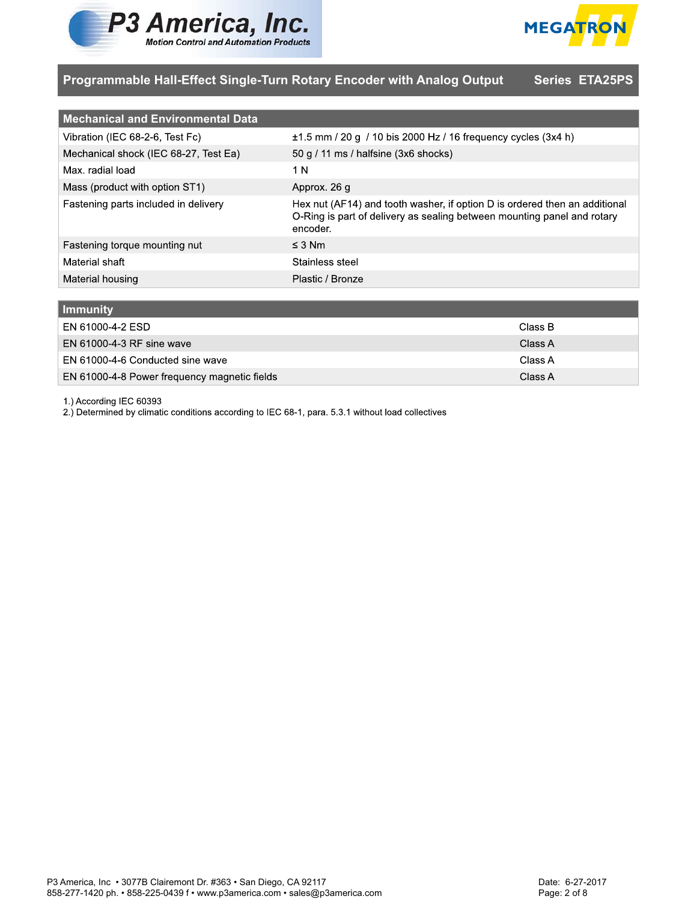## Programmable Hall-Effect Single-Turn Rotary Encoder with Analog Output — Series ETA25PS

| Mechanical and Environmental Data | |
|---|---|
| Vibration (IEC 68-2-6, Test Fc) | ±1.5 mm / 20 g / 10 bis 2000 Hz / 16 frequency cycles (3x4 h) |
| Mechanical shock (IEC 68-27, Test Ea) | 50 g / 11 ms / halfsine (3x6 shocks) |
| Max. radial load | 1 N |
| Mass (product with option ST1) | Approx. 26 g |
| Fastening parts included in delivery | Hex nut (AF14) and tooth washer, if option D is ordered then an additional O-Ring is part of delivery as sealing between mounting panel and rotary encoder. |
| Fastening torque mounting nut | ≤ 3 Nm |
| Material shaft | Stainless steel |
| Material housing | Plastic / Bronze |

| Immunity | |
|---|---|
| EN 61000-4-2 ESD | Class B |
| EN 61000-4-3 RF sine wave | Class A |
| EN 61000-4-6 Conducted sine wave | Class A |
| EN 61000-4-8 Power frequency magnetic fields | Class A |

1.) According IEC 60393
2.) Determined by climatic conditions according to IEC 68-1, para. 5.3.1 without load collectives

P3 America, Inc • 3077B Clairemont Dr. #363 • San Diego, CA 92117
858-277-1420 ph. • 858-225-0439 f • www.p3america.com • sales@p3america.com

Date: 6-27-2017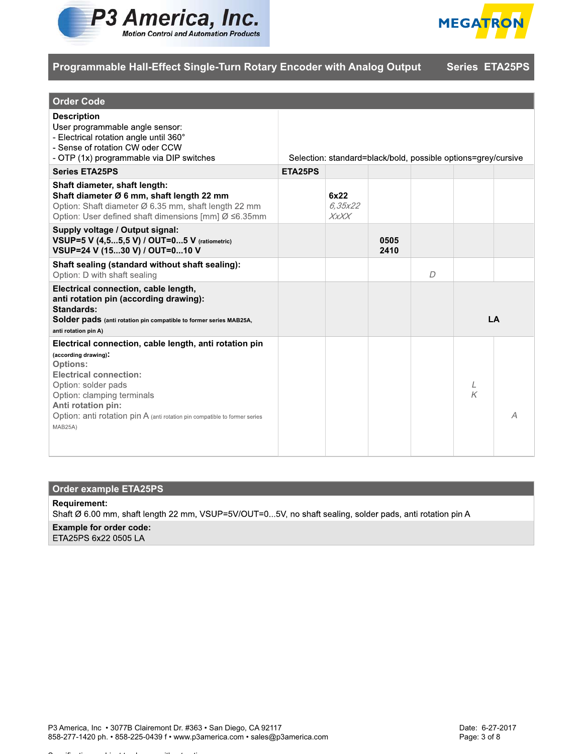# Programmable Hall-Effect Single-Turn Rotary Encoder with Analog Output — Series ETA25PS

## Order Code

| **Description**<br>User programmable angle sensor:<br>- Electrical rotation angle until 360°<br>- Sense of rotation CW oder CCW<br>- OTP (1x) programmable via DIP switches | Selection: standard=black/bold, possible options=grey/cursive | | | | | |
|---|---|---|---|---|---|---|
| **Series ETA25PS** | **ETA25PS** | | | | | |
| **Shaft diameter, shaft length:**<br>**Shaft diameter Ø 6 mm, shaft length 22 mm**<br>Option: Shaft diameter Ø 6.35 mm, shaft length 22 mm<br>Option: User defined shaft dimensions [mm] Ø ≤6.35mm | | **6x22**<br>*6,35x22*<br>*XxXX* | | | | |
| **Supply voltage / Output signal:**<br>**VSUP=5 V (4,5...5,5 V) / OUT=0...5 V (ratiometric)**<br>**VSUP=24 V (15...30 V) / OUT=0...10 V** | | | **0505**<br>**2410** | | | |
| **Shaft sealing (standard without shaft sealing):**<br>Option: D with shaft sealing | | | | *D* | | |
| **Electrical connection, cable length, anti rotation pin (according drawing):**<br>**Standards:**<br>**Solder pads (anti rotation pin compatible to former series MAB25A, anti rotation pin A)** | | | | | **LA** | |
| **Electrical connection, cable length, anti rotation pin (according drawing):**<br>**Options:**<br>**Electrical connection:**<br>Option: solder pads<br>Option: clamping terminals<br>**Anti rotation pin:**<br>Option: anti rotation pin A (anti rotation pin compatible to former series MAB25A) | | | | | *L*<br>*K* | *A* |

## Order example ETA25PS

**Requirement:**
Shaft Ø 6.00 mm, shaft length 22 mm, VSUP=5V/OUT=0...5V, no shaft sealing, solder pads, anti rotation pin A

**Example for order code:**
ETA25PS 6x22 0505 LA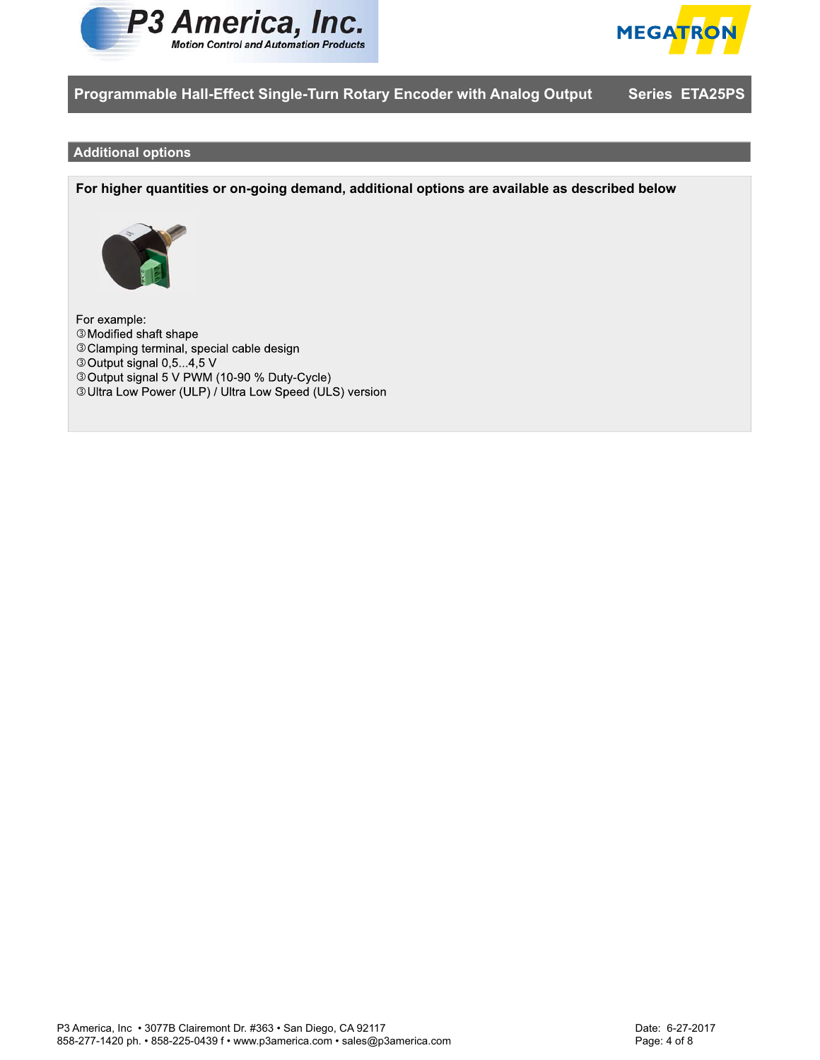## Additional options

**For higher quantities or on-going demand, additional options are available as described below**

For example:
③Modified shaft shape
③Clamping terminal, special cable design
③Output signal 0,5...4,5 V
③Output signal 5 V PWM (10-90 % Duty-Cycle)
③Ultra Low Power (ULP) / Ultra Low Speed (ULS) version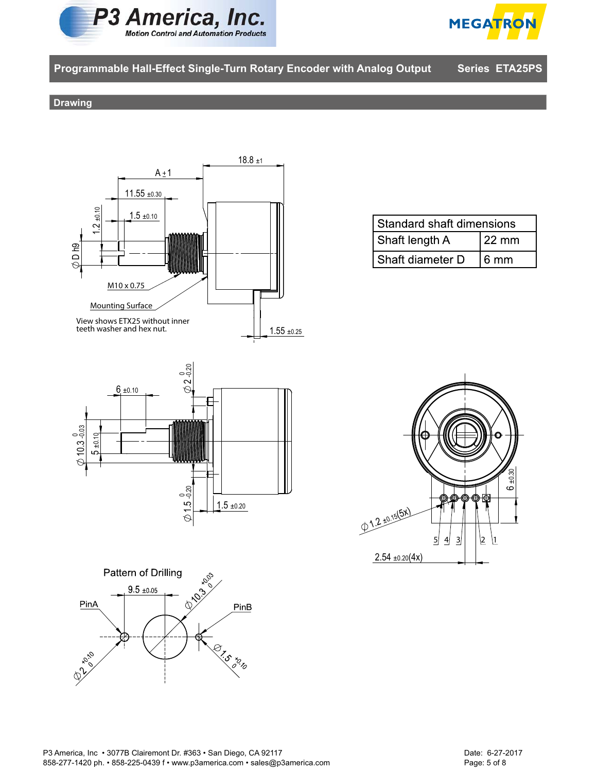## Programmable Hall-Effect Single-Turn Rotary Encoder with Analog Output — Series ETA25PS

### Drawing

A ±1

18.8 ±1

11.55 ±0.30

1.5 ±0.10

1.2 ±0.10

∅ D h9

M10 x 0.75

Mounting Surface

View shows ETX25 without inner teeth washer and hex nut.

1.55 ±0.25

| Standard shaft dimensions | |
|---|---|
| Shaft length A | 22 mm |
| Shaft diameter D | 6 mm |

6 ±0.10

∅ 2 $^{0}_{-0.20}$

∅ 10.3 $^{0}_{-0.03}$

5 ±0.10

∅ 1.5 $^{0}_{-0.20}$

1.5 ±0.20

6 ±0.30

∅ 1.2 ±0.15 (5x)

5 4 3 2 1

2.54 ±0.20 (4x)

Pattern of Drilling

9.5 ±0.05

PinA

PinB

∅ 10.3 $^{+0.03}_{0}$

∅ 2 $^{+0.10}_{0}$

∅ 1.5 $^{+0.10}_{0}$

P3 America, Inc • 3077B Clairemont Dr. #363 • San Diego, CA 92117
858-277-1420 ph. • 858-225-0439 f • www.p3america.com • sales@p3america.com

Date: 6-27-2017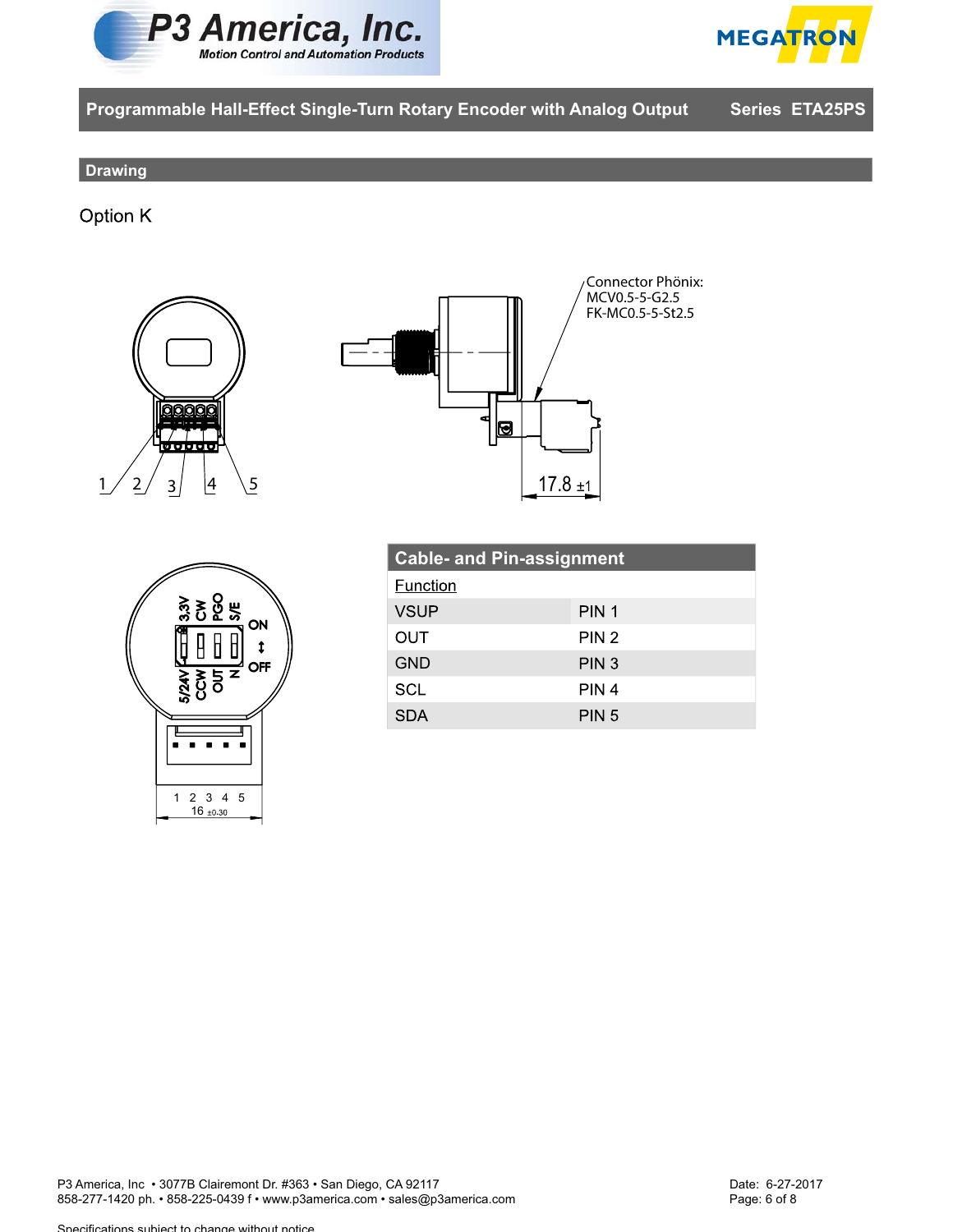## Drawing

Option K

Connector Phönix:
MCV0.5-5-G2.5
FK-MC0.5-5-St2.5

17.8 ±1

1 2 3 4 5

3,3V CW PGO S/E ON ↕ OFF 5/24V CCW OUT N

1 2 3 4 5
16 ±0.30

| Cable- and Pin-assignment | |
|---|---|
| Function | |
| VSUP | PIN 1 |
| OUT | PIN 2 |
| GND | PIN 3 |
| SCL | PIN 4 |
| SDA | PIN 5 |

P3 America, Inc • 3077B Clairemont Dr. #363 • San Diego, CA 92117
858-277-1420 ph. • 858-225-0439 f • www.p3america.com • sales@p3america.com

Date: 6-27-2017

Specifications subject to change without notice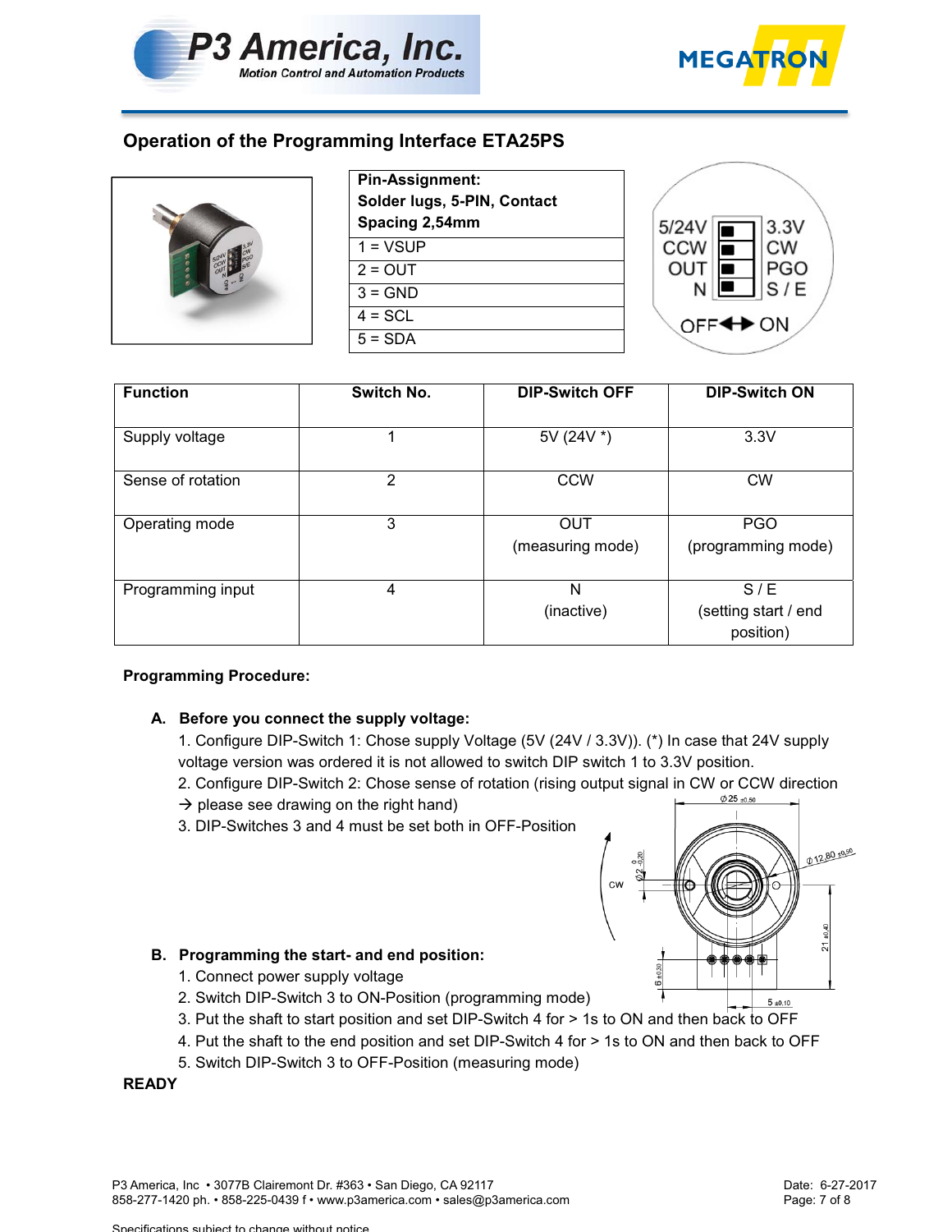## Operation of the Programming Interface ETA25PS

| Pin-Assignment: Solder lugs, 5-PIN, Contact Spacing 2,54mm |
|---|
| 1 = VSUP |
| 2 = OUT |
| 3 = GND |
| 4 = SCL |
| 5 = SDA |

| Function | Switch No. | DIP-Switch OFF | DIP-Switch ON |
|---|---|---|---|
| Supply voltage | 1 | 5V (24V *) | 3.3V |
| Sense of rotation | 2 | CCW | CW |
| Operating mode | 3 | OUT (measuring mode) | PGO (programming mode) |
| Programming input | 4 | N (inactive) | S / E (setting start / end position) |

**Programming Procedure:**

**A. Before you connect the supply voltage:**

1. Configure DIP-Switch 1: Chose supply Voltage (5V (24V / 3.3V)). (*) In case that 24V supply voltage version was ordered it is not allowed to switch DIP switch 1 to 3.3V position.
2. Configure DIP-Switch 2: Chose sense of rotation (rising output signal in CW or CCW direction → please see drawing on the right hand)
3. DIP-Switches 3 and 4 must be set both in OFF-Position

**B. Programming the start- and end position:**

1. Connect power supply voltage
2. Switch DIP-Switch 3 to ON-Position (programming mode)
3. Put the shaft to start position and set DIP-Switch 4 for > 1s to ON and then back to OFF
4. Put the shaft to the end position and set DIP-Switch 4 for > 1s to ON and then back to OFF
5. Switch DIP-Switch 3 to OFF-Position (measuring mode)

**READY**

P3 America, Inc • 3077B Clairemont Dr. #363 • San Diego, CA 92117
858-277-1420 ph. • 858-225-0439 f • www.p3america.com • sales@p3america.com

Date: 6-27-2017

Specifications subject to change without notice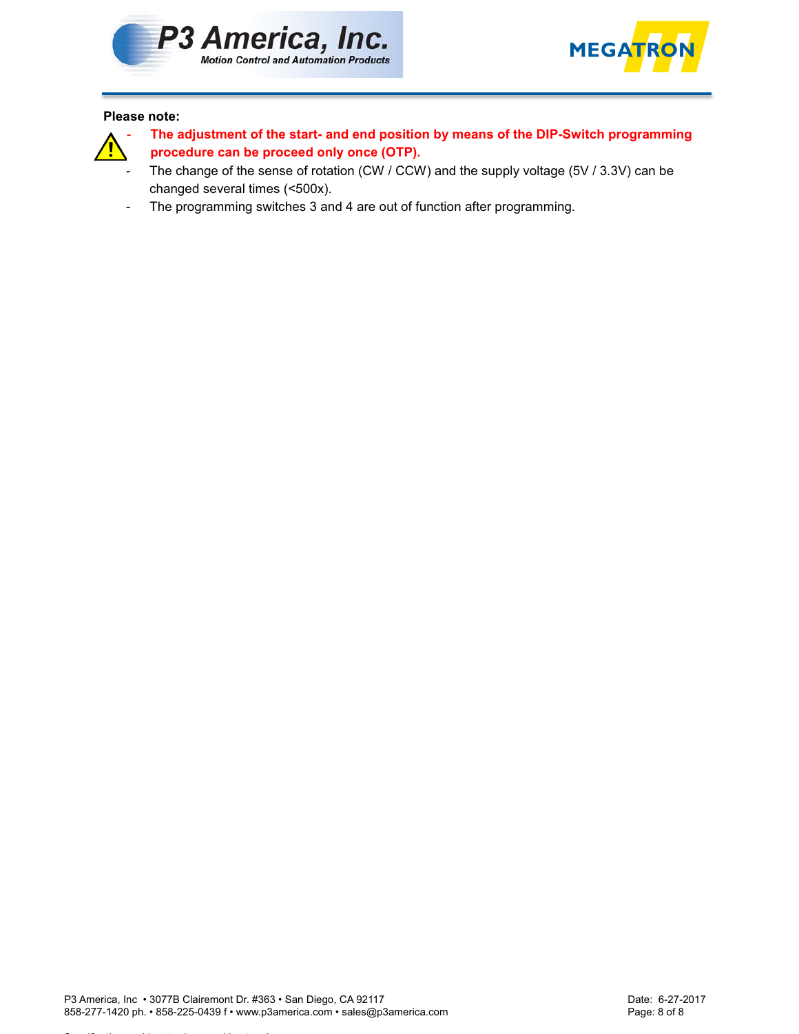**Please note:**

- **The adjustment of the start- and end position by means of the DIP-Switch programming procedure can be proceed only once (OTP).**
- The change of the sense of rotation (CW / CCW) and the supply voltage (5V / 3.3V) can be changed several times (<500x).
- The programming switches 3 and 4 are out of function after programming.